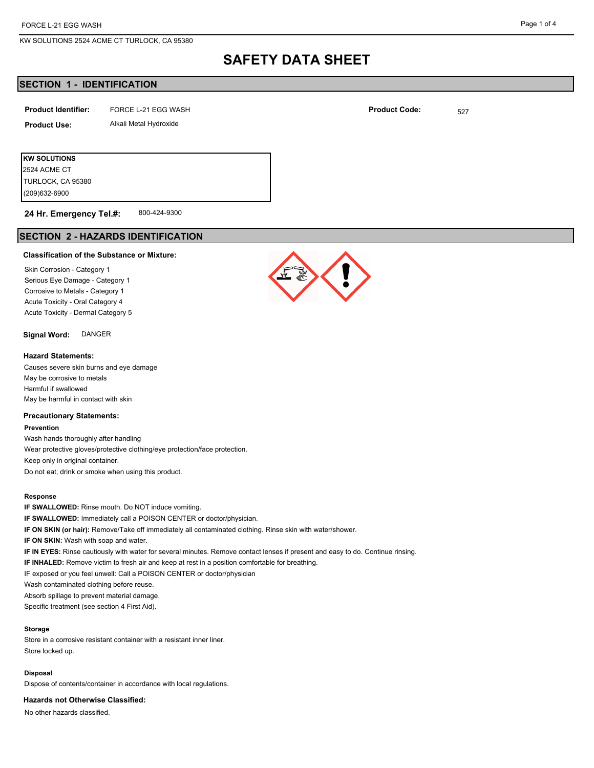# SAFETY DATA SHEET

## SECTION 1 - IDENTIFICATION

**Product Identifier:** FORCE L-21 EGG WASH

**Product Code:** 527

**Product Use:** Alkali Metal Hydroxide

**KW SOLUTIONS**
2524 ACME CT
TURLOCK, CA 95380
(209)632-6900

**24 Hr. Emergency Tel.#:** 800-424-9300

## SECTION 2 - HAZARDS IDENTIFICATION

### Classification of the Substance or Mixture:

Skin Corrosion - Category 1
Serious Eye Damage - Category 1
Corrosive to Metals - Category 1
Acute Toxicity - Oral Category 4
Acute Toxicity - Dermal Category 5

**Signal Word:** DANGER

### Hazard Statements:

Causes severe skin burns and eye damage
May be corrosive to metals
Harmful if swallowed
May be harmful in contact with skin

### Precautionary Statements:

**Prevention**

Wash hands thoroughly after handling
Wear protective gloves/protective clothing/eye protection/face protection.
Keep only in original container.
Do not eat, drink or smoke when using this product.

**Response**

**IF SWALLOWED:** Rinse mouth. Do NOT induce vomiting.
**IF SWALLOWED:** Immediately call a POISON CENTER or doctor/physician.
**IF ON SKIN (or hair):** Remove/Take off immediately all contaminated clothing. Rinse skin with water/shower.
**IF ON SKIN:** Wash with soap and water.
**IF IN EYES:** Rinse cautiously with water for several minutes. Remove contact lenses if present and easy to do. Continue rinsing.
**IF INHALED:** Remove victim to fresh air and keep at rest in a position comfortable for breathing.
IF exposed or you feel unwell: Call a POISON CENTER or doctor/physician
Wash contaminated clothing before reuse.
Absorb spillage to prevent material damage.
Specific treatment (see section 4 First Aid).

**Storage**

Store in a corrosive resistant container with a resistant inner liner.
Store locked up.

**Disposal**

Dispose of contents/container in accordance with local regulations.

### Hazards not Otherwise Classified:

No other hazards classified.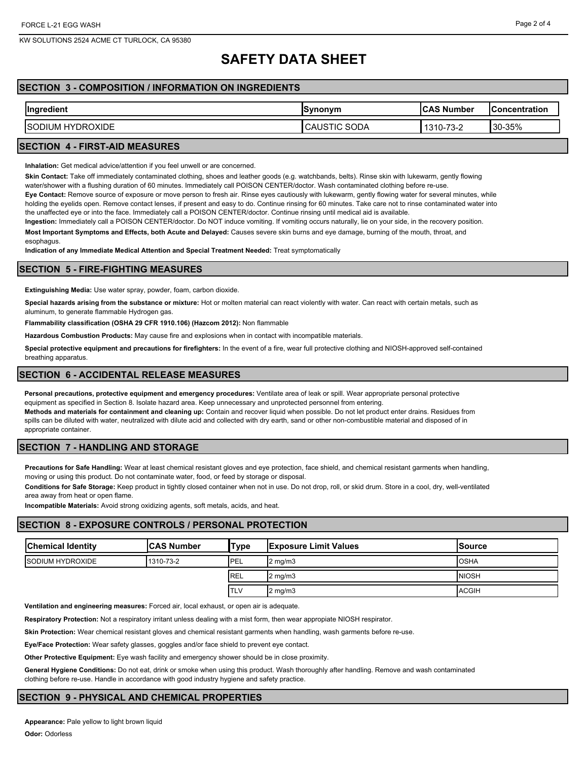# SAFETY DATA SHEET

## SECTION 3 - COMPOSITION / INFORMATION ON INGREDIENTS

| Ingredient | Synonym | CAS Number | Concentration |
| --- | --- | --- | --- |
| SODIUM HYDROXIDE | CAUSTIC SODA | 1310-73-2 | 30-35% |

## SECTION 4 - FIRST-AID MEASURES

**Inhalation:** Get medical advice/attention if you feel unwell or are concerned.

**Skin Contact:** Take off immediately contaminated clothing, shoes and leather goods (e.g. watchbands, belts). Rinse skin with lukewarm, gently flowing water/shower with a flushing duration of 60 minutes. Immediately call POISON CENTER/doctor. Wash contaminated clothing before re-use.

**Eye Contact:** Remove source of exposure or move person to fresh air. Rinse eyes cautiously with lukewarm, gently flowing water for several minutes, while holding the eyelids open. Remove contact lenses, if present and easy to do. Continue rinsing for 60 minutes. Take care not to rinse contaminated water into the unaffected eye or into the face. Immediately call a POISON CENTER/doctor. Continue rinsing until medical aid is available.

**Ingestion:** Immediately call a POISON CENTER/doctor. Do NOT induce vomiting. If vomiting occurs naturally, lie on your side, in the recovery position.

**Most Important Symptoms and Effects, both Acute and Delayed:** Causes severe skin burns and eye damage, burning of the mouth, throat, and esophagus.

**Indication of any Immediate Medical Attention and Special Treatment Needed:** Treat symptomatically

## SECTION 5 - FIRE-FIGHTING MEASURES

**Extinguishing Media:** Use water spray, powder, foam, carbon dioxide.

**Special hazards arising from the substance or mixture:** Hot or molten material can react violently with water. Can react with certain metals, such as aluminum, to generate flammable Hydrogen gas.

**Flammability classification (OSHA 29 CFR 1910.106) (Hazcom 2012):** Non flammable

**Hazardous Combustion Products:** May cause fire and explosions when in contact with incompatible materials.

**Special protective equipment and precautions for firefighters:** In the event of a fire, wear full protective clothing and NIOSH-approved self-contained breathing apparatus.

## SECTION 6 - ACCIDENTAL RELEASE MEASURES

**Personal precautions, protective equipment and emergency procedures:** Ventilate area of leak or spill. Wear appropriate personal protective equipment as specified in Section 8. Isolate hazard area. Keep unnecessary and unprotected personnel from entering.

**Methods and materials for containment and cleaning up:** Contain and recover liquid when possible. Do not let product enter drains. Residues from spills can be diluted with water, neutralized with dilute acid and collected with dry earth, sand or other non-combustible material and disposed of in appropriate container.

## SECTION 7 - HANDLING AND STORAGE

**Precautions for Safe Handling:** Wear at least chemical resistant gloves and eye protection, face shield, and chemical resistant garments when handling, moving or using this product. Do not contaminate water, food, or feed by storage or disposal.

**Conditions for Safe Storage:** Keep product in tightly closed container when not in use. Do not drop, roll, or skid drum. Store in a cool, dry, well-ventilated area away from heat or open flame.

**Incompatible Materials:** Avoid strong oxidizing agents, soft metals, acids, and heat.

## SECTION 8 - EXPOSURE CONTROLS / PERSONAL PROTECTION

| Chemical Identity | CAS Number | Type | Exposure Limit Values | Source |
| --- | --- | --- | --- | --- |
| SODIUM HYDROXIDE | 1310-73-2 | PEL | 2 mg/m3 | OSHA |
| | | REL | 2 mg/m3 | NIOSH |
| | | TLV | 2 mg/m3 | ACGIH |

**Ventilation and engineering measures:** Forced air, local exhaust, or open air is adequate.

**Respiratory Protection:** Not a respiratory irritant unless dealing with a mist form, then wear appropiate NIOSH respirator.

**Skin Protection:** Wear chemical resistant gloves and chemical resistant garments when handling, wash garments before re-use.

**Eye/Face Protection:** Wear safety glasses, goggles and/or face shield to prevent eye contact.

**Other Protective Equipment:** Eye wash facility and emergency shower should be in close proximity.

**General Hygiene Conditions:** Do not eat, drink or smoke when using this product. Wash thoroughly after handling. Remove and wash contaminated clothing before re-use. Handle in accordance with good industry hygiene and safety practice.

## SECTION 9 - PHYSICAL AND CHEMICAL PROPERTIES

**Appearance:** Pale yellow to light brown liquid

**Odor:** Odorless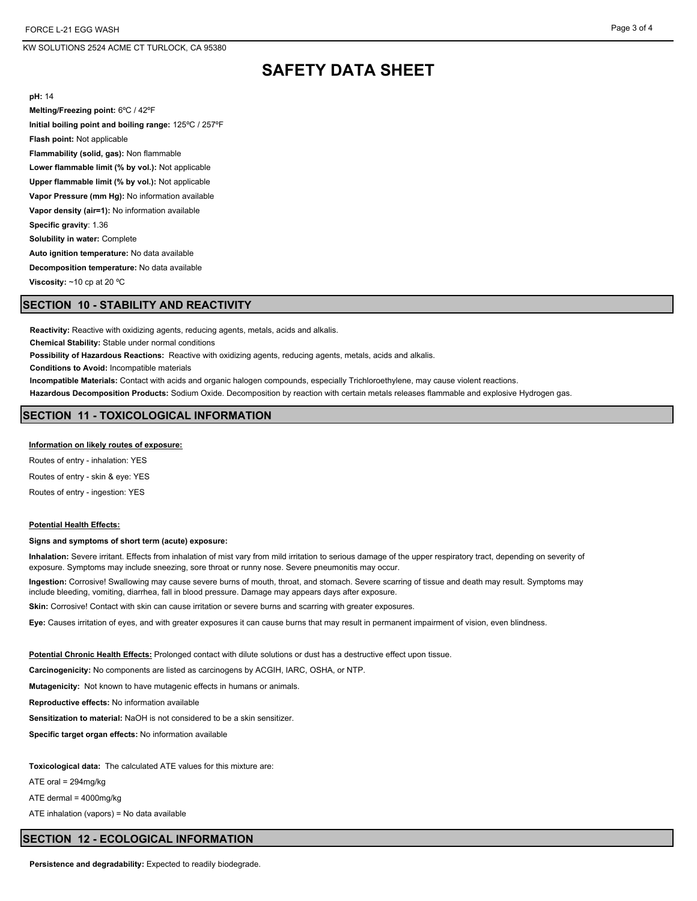# SAFETY DATA SHEET

**pH:** 14

**Melting/Freezing point:** 6ºC / 42ºF

**Initial boiling point and boiling range:** 125ºC / 257ºF

**Flash point:** Not applicable

**Flammability (solid, gas):** Non flammable

**Lower flammable limit (% by vol.):** Not applicable

**Upper flammable limit (% by vol.):** Not applicable

**Vapor Pressure (mm Hg):** No information available

**Vapor density (air=1):** No information available

**Specific gravity**: 1.36

**Solubility in water:** Complete

**Auto ignition temperature:** No data available

**Decomposition temperature:** No data available

**Viscosity:** ~10 cp at 20 ºC

## SECTION 10 - STABILITY AND REACTIVITY

**Reactivity:** Reactive with oxidizing agents, reducing agents, metals, acids and alkalis.

**Chemical Stability:** Stable under normal conditions

**Possibility of Hazardous Reactions:** Reactive with oxidizing agents, reducing agents, metals, acids and alkalis.

**Conditions to Avoid:** Incompatible materials

**Incompatible Materials:** Contact with acids and organic halogen compounds, especially Trichloroethylene, may cause violent reactions.

**Hazardous Decomposition Products:** Sodium Oxide. Decomposition by reaction with certain metals releases flammable and explosive Hydrogen gas.

## SECTION 11 - TOXICOLOGICAL INFORMATION

**Information on likely routes of exposure:**

Routes of entry - inhalation: YES

Routes of entry - skin & eye: YES

Routes of entry - ingestion: YES

**Potential Health Effects:**

**Signs and symptoms of short term (acute) exposure:**

**Inhalation:** Severe irritant. Effects from inhalation of mist vary from mild irritation to serious damage of the upper respiratory tract, depending on severity of exposure. Symptoms may include sneezing, sore throat or runny nose. Severe pneumonitis may occur.

**Ingestion:** Corrosive! Swallowing may cause severe burns of mouth, throat, and stomach. Severe scarring of tissue and death may result. Symptoms may include bleeding, vomiting, diarrhea, fall in blood pressure. Damage may appears days after exposure.

**Skin:** Corrosive! Contact with skin can cause irritation or severe burns and scarring with greater exposures.

**Eye:** Causes irritation of eyes, and with greater exposures it can cause burns that may result in permanent impairment of vision, even blindness.

**Potential Chronic Health Effects:** Prolonged contact with dilute solutions or dust has a destructive effect upon tissue.

**Carcinogenicity:** No components are listed as carcinogens by ACGIH, IARC, OSHA, or NTP.

**Mutagenicity:** Not known to have mutagenic effects in humans or animals.

**Reproductive effects:** No information available

**Sensitization to material:** NaOH is not considered to be a skin sensitizer.

**Specific target organ effects:** No information available

**Toxicological data:** The calculated ATE values for this mixture are:

ATE oral = 294mg/kg

ATE dermal = 4000mg/kg

ATE inhalation (vapors) = No data available

## SECTION 12 - ECOLOGICAL INFORMATION

**Persistence and degradability:** Expected to readily biodegrade.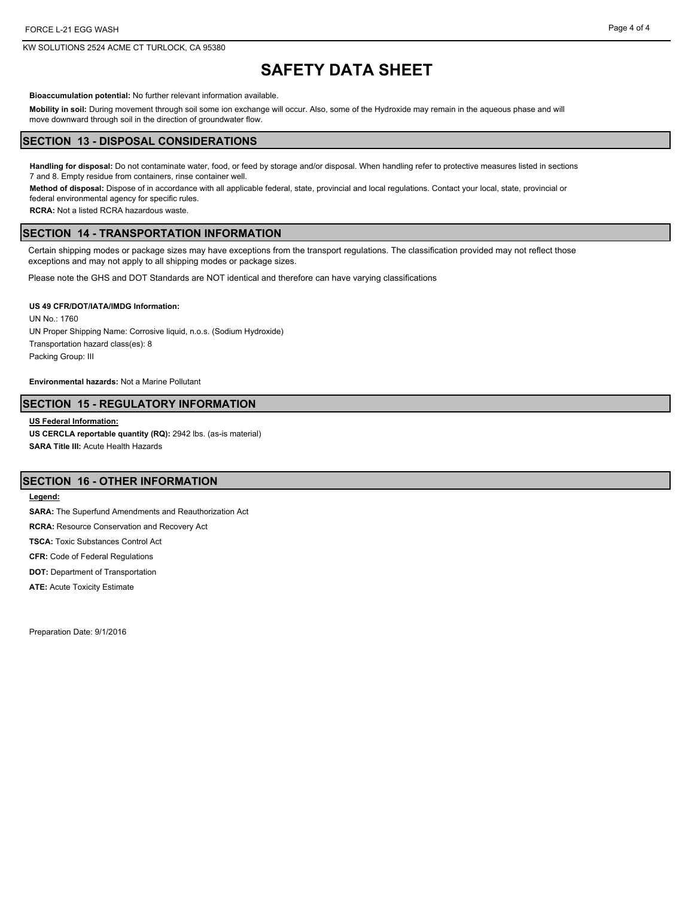# SAFETY DATA SHEET

**Bioaccumulation potential:** No further relevant information available.

**Mobility in soil:** During movement through soil some ion exchange will occur. Also, some of the Hydroxide may remain in the aqueous phase and will move downward through soil in the direction of groundwater flow.

## SECTION 13 - DISPOSAL CONSIDERATIONS

**Handling for disposal:** Do not contaminate water, food, or feed by storage and/or disposal. When handling refer to protective measures listed in sections 7 and 8. Empty residue from containers, rinse container well.

**Method of disposal:** Dispose of in accordance with all applicable federal, state, provincial and local regulations. Contact your local, state, provincial or federal environmental agency for specific rules.

**RCRA:** Not a listed RCRA hazardous waste.

## SECTION 14 - TRANSPORTATION INFORMATION

Certain shipping modes or package sizes may have exceptions from the transport regulations. The classification provided may not reflect those exceptions and may not apply to all shipping modes or package sizes.

Please note the GHS and DOT Standards are NOT identical and therefore can have varying classifications

**US 49 CFR/DOT/IATA/IMDG Information:**

UN No.: 1760

UN Proper Shipping Name: Corrosive liquid, n.o.s. (Sodium Hydroxide)

Transportation hazard class(es): 8

Packing Group: III

**Environmental hazards:** Not a Marine Pollutant

## SECTION 15 - REGULATORY INFORMATION

**US Federal Information:**

**US CERCLA reportable quantity (RQ):** 2942 lbs. (as-is material)

**SARA Title III:** Acute Health Hazards

## SECTION 16 - OTHER INFORMATION

**Legend:**

**SARA:** The Superfund Amendments and Reauthorization Act

**RCRA:** Resource Conservation and Recovery Act

**TSCA:** Toxic Substances Control Act

**CFR:** Code of Federal Regulations

**DOT:** Department of Transportation

**ATE:** Acute Toxicity Estimate

Preparation Date: 9/1/2016